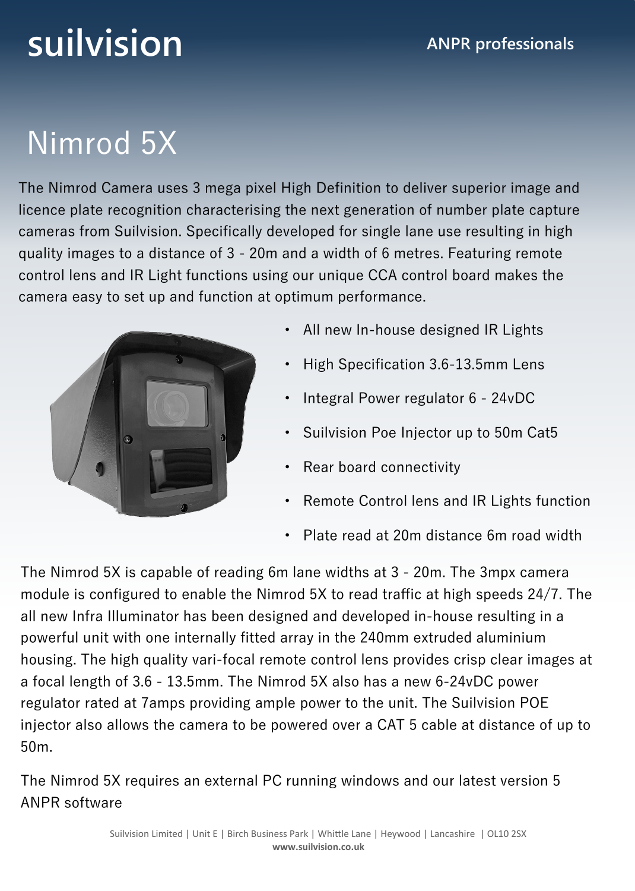suilvision

ANPR professionals

# Nimrod 5X

The Nimrod Camera uses 3 mega pixel High Definition to deliver superior image and licence plate recognition characterising the next generation of number plate capture cameras from Suilvision. Specifically developed for single lane use resulting in high quality images to a distance of 3 - 20m and a width of 6 metres. Featuring remote control lens and IR Light functions using our unique CCA control board makes the camera easy to set up and function at optimum performance.

- All new In-house designed IR Lights
- High Specification 3.6-13.5mm Lens
- Integral Power regulator 6 - 24vDC
- Suilvision Poe Injector up to 50m Cat5
- Rear board connectivity
- Remote Control lens and IR Lights function
- Plate read at 20m distance 6m road width

The Nimrod 5X is capable of reading 6m lane widths at 3 - 20m. The 3mpx camera module is configured to enable the Nimrod 5X to read traffic at high speeds 24/7. The all new Infra Illuminator has been designed and developed in-house resulting in a powerful unit with one internally fitted array in the 240mm extruded aluminium housing. The high quality vari-focal remote control lens provides crisp clear images at a focal length of 3.6 - 13.5mm. The Nimrod 5X also has a new 6-24vDC power regulator rated at 7amps providing ample power to the unit. The Suilvision POE injector also allows the camera to be powered over a CAT 5 cable at distance of up to 50m.

The Nimrod 5X requires an external PC running windows and our latest version 5 ANPR software

Suilvision Limited | Unit E | Birch Business Park | Whittle Lane | Heywood | Lancashire | OL10 2SX
**www.suilvision.co.uk**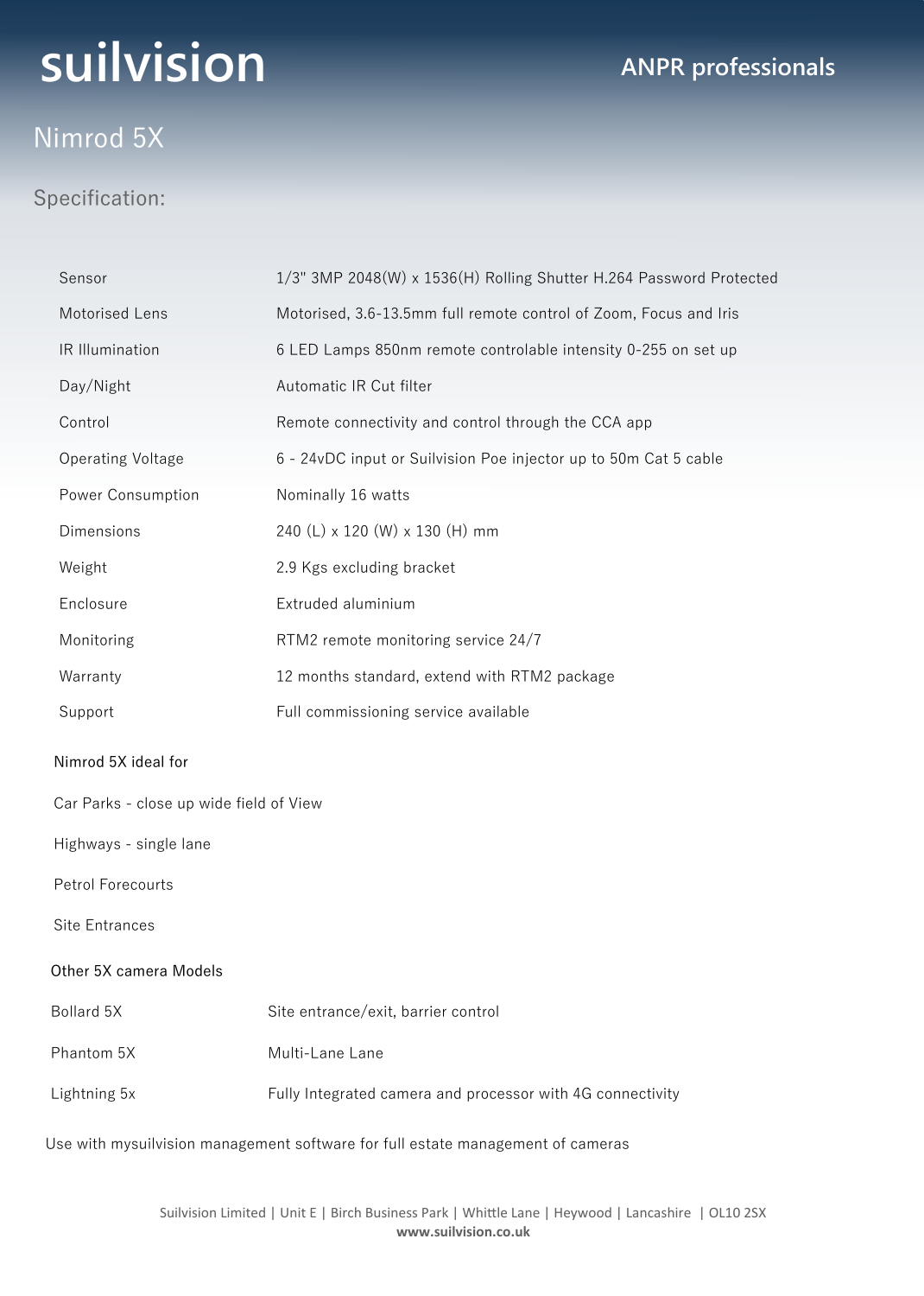# suilvision

ANPR professionals

## Nimrod 5X

### Specification:

| | |
|---|---|
| Sensor | 1/3" 3MP 2048(W) x 1536(H) Rolling Shutter H.264 Password Protected |
| Motorised Lens | Motorised, 3.6-13.5mm full remote control of Zoom, Focus and Iris |
| IR Illumination | 6 LED Lamps 850nm remote controlable intensity 0-255 on set up |
| Day/Night | Automatic IR Cut filter |
| Control | Remote connectivity and control through the CCA app |
| Operating Voltage | 6 - 24vDC input or Suilvision Poe injector up to 50m Cat 5 cable |
| Power Consumption | Nominally 16 watts |
| Dimensions | 240 (L) x 120 (W) x 130 (H) mm |
| Weight | 2.9 Kgs excluding bracket |
| Enclosure | Extruded aluminium |
| Monitoring | RTM2 remote monitoring service 24/7 |
| Warranty | 12 months standard, extend with RTM2 package |
| Support | Full commissioning service available |

Nimrod 5X ideal for

Car Parks - close up wide field of View

Highways - single lane

Petrol Forecourts

Site Entrances

Other 5X camera Models

| | |
|---|---|
| Bollard 5X | Site entrance/exit, barrier control |
| Phantom 5X | Multi-Lane Lane |
| Lightning 5x | Fully Integrated camera and processor with 4G connectivity |

Use with mysuilvision management software for full estate management of cameras

Suilvision Limited | Unit E | Birch Business Park | Whittle Lane | Heywood | Lancashire | OL10 2SX
**www.suilvision.co.uk**